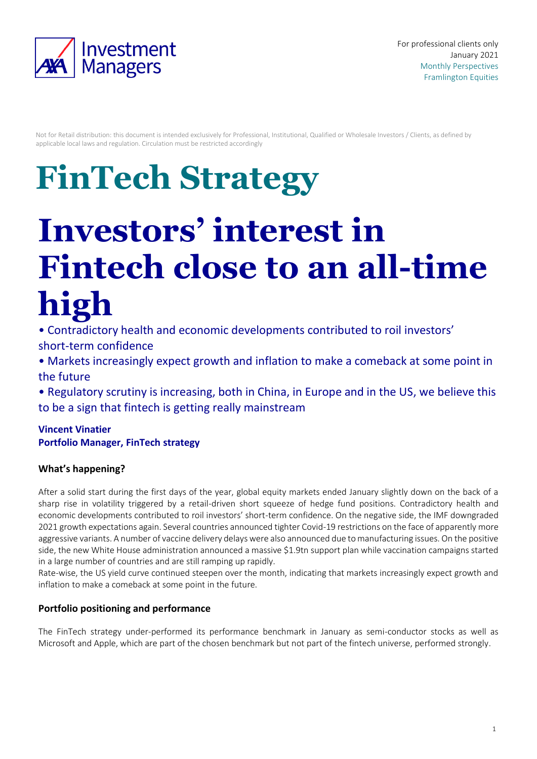For professional clients only
January 2021
Monthly Perspectives
Framlington Equities

Not for Retail distribution: this document is intended exclusively for Professional, Institutional, Qualified or Wholesale Investors / Clients, as defined by applicable local laws and regulation. Circulation must be restricted accordingly

# FinTech Strategy

# Investors' interest in Fintech close to an all-time high

- Contradictory health and economic developments contributed to roil investors' short-term confidence
- Markets increasingly expect growth and inflation to make a comeback at some point in the future
- Regulatory scrutiny is increasing, both in China, in Europe and in the US, we believe this to be a sign that fintech is getting really mainstream

**Vincent Vinatier**
**Portfolio Manager, FinTech strategy**

### What's happening?

After a solid start during the first days of the year, global equity markets ended January slightly down on the back of a sharp rise in volatility triggered by a retail-driven short squeeze of hedge fund positions. Contradictory health and economic developments contributed to roil investors' short-term confidence. On the negative side, the IMF downgraded 2021 growth expectations again. Several countries announced tighter Covid-19 restrictions on the face of apparently more aggressive variants. A number of vaccine delivery delays were also announced due to manufacturing issues. On the positive side, the new White House administration announced a massive $1.9tn support plan while vaccination campaigns started in a large number of countries and are still ramping up rapidly.
Rate-wise, the US yield curve continued steepen over the month, indicating that markets increasingly expect growth and inflation to make a comeback at some point in the future.

### Portfolio positioning and performance

The FinTech strategy under-performed its performance benchmark in January as semi-conductor stocks as well as Microsoft and Apple, which are part of the chosen benchmark but not part of the fintech universe, performed strongly.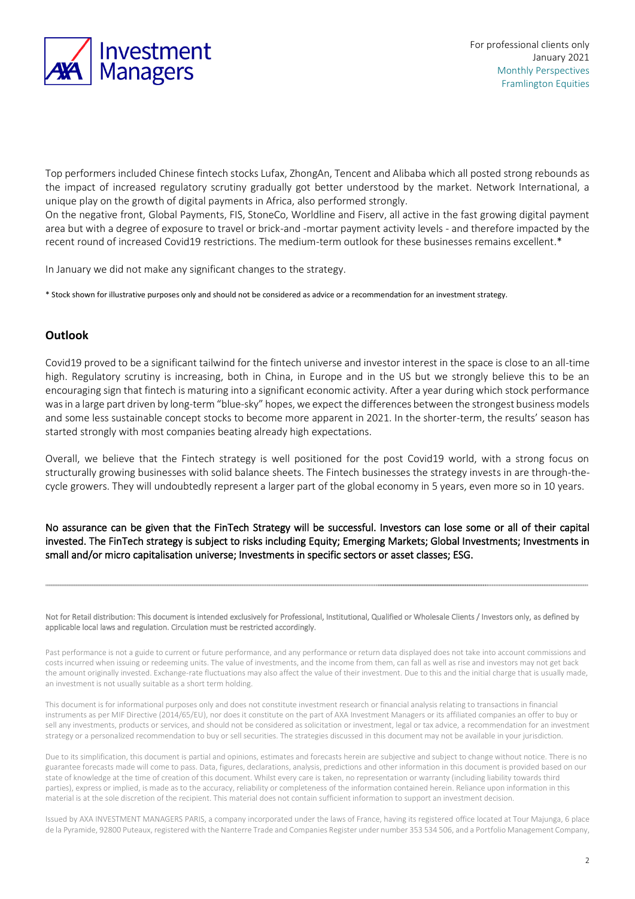Top performers included Chinese fintech stocks Lufax, ZhongAn, Tencent and Alibaba which all posted strong rebounds as the impact of increased regulatory scrutiny gradually got better understood by the market. Network International, a unique play on the growth of digital payments in Africa, also performed strongly.
On the negative front, Global Payments, FIS, StoneCo, Worldline and Fiserv, all active in the fast growing digital payment area but with a degree of exposure to travel or brick-and -mortar payment activity levels - and therefore impacted by the recent round of increased Covid19 restrictions. The medium-term outlook for these businesses remains excellent.*

In January we did not make any significant changes to the strategy.

* Stock shown for illustrative purposes only and should not be considered as advice or a recommendation for an investment strategy.

## Outlook

Covid19 proved to be a significant tailwind for the fintech universe and investor interest in the space is close to an all-time high. Regulatory scrutiny is increasing, both in China, in Europe and in the US but we strongly believe this to be an encouraging sign that fintech is maturing into a significant economic activity. After a year during which stock performance was in a large part driven by long-term "blue-sky" hopes, we expect the differences between the strongest business models and some less sustainable concept stocks to become more apparent in 2021. In the shorter-term, the results' season has started strongly with most companies beating already high expectations.

Overall, we believe that the Fintech strategy is well positioned for the post Covid19 world, with a strong focus on structurally growing businesses with solid balance sheets. The Fintech businesses the strategy invests in are through-the-cycle growers. They will undoubtedly represent a larger part of the global economy in 5 years, even more so in 10 years.

No assurance can be given that the FinTech Strategy will be successful. Investors can lose some or all of their capital invested. The FinTech strategy is subject to risks including Equity; Emerging Markets; Global Investments; Investments in small and/or micro capitalisation universe; Investments in specific sectors or asset classes; ESG.

---

Not for Retail distribution: This document is intended exclusively for Professional, Institutional, Qualified or Wholesale Clients / Investors only, as defined by applicable local laws and regulation. Circulation must be restricted accordingly.

Past performance is not a guide to current or future performance, and any performance or return data displayed does not take into account commissions and costs incurred when issuing or redeeming units. The value of investments, and the income from them, can fall as well as rise and investors may not get back the amount originally invested. Exchange-rate fluctuations may also affect the value of their investment. Due to this and the initial charge that is usually made, an investment is not usually suitable as a short term holding.

This document is for informational purposes only and does not constitute investment research or financial analysis relating to transactions in financial instruments as per MIF Directive (2014/65/EU), nor does it constitute on the part of AXA Investment Managers or its affiliated companies an offer to buy or sell any investments, products or services, and should not be considered as solicitation or investment, legal or tax advice, a recommendation for an investment strategy or a personalized recommendation to buy or sell securities. The strategies discussed in this document may not be available in your jurisdiction.

Due to its simplification, this document is partial and opinions, estimates and forecasts herein are subjective and subject to change without notice. There is no guarantee forecasts made will come to pass. Data, figures, declarations, analysis, predictions and other information in this document is provided based on our state of knowledge at the time of creation of this document. Whilst every care is taken, no representation or warranty (including liability towards third parties), express or implied, is made as to the accuracy, reliability or completeness of the information contained herein. Reliance upon information in this material is at the sole discretion of the recipient. This material does not contain sufficient information to support an investment decision.

Issued by AXA INVESTMENT MANAGERS PARIS, a company incorporated under the laws of France, having its registered office located at Tour Majunga, 6 place de la Pyramide, 92800 Puteaux, registered with the Nanterre Trade and Companies Register under number 353 534 506, and a Portfolio Management Company,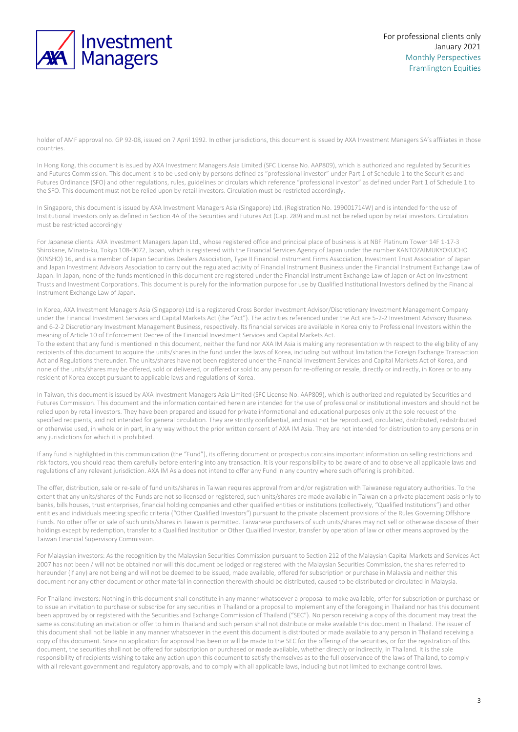holder of AMF approval no. GP 92-08, issued on 7 April 1992. In other jurisdictions, this document is issued by AXA Investment Managers SA's affiliates in those countries.

In Hong Kong, this document is issued by AXA Investment Managers Asia Limited (SFC License No. AAP809), which is authorized and regulated by Securities and Futures Commission. This document is to be used only by persons defined as "professional investor" under Part 1 of Schedule 1 to the Securities and Futures Ordinance (SFO) and other regulations, rules, guidelines or circulars which reference "professional investor" as defined under Part 1 of Schedule 1 to the SFO. This document must not be relied upon by retail investors. Circulation must be restricted accordingly.

In Singapore, this document is issued by AXA Investment Managers Asia (Singapore) Ltd. (Registration No. 199001714W) and is intended for the use of Institutional Investors only as defined in Section 4A of the Securities and Futures Act (Cap. 289) and must not be relied upon by retail investors. Circulation must be restricted accordingly

For Japanese clients: AXA Investment Managers Japan Ltd., whose registered office and principal place of business is at NBF Platinum Tower 14F 1-17-3 Shirokane, Minato-ku, Tokyo 108-0072, Japan, which is registered with the Financial Services Agency of Japan under the number KANTOZAIMUKYOKUCHO (KINSHO) 16, and is a member of Japan Securities Dealers Association, Type II Financial Instrument Firms Association, Investment Trust Association of Japan and Japan Investment Advisors Association to carry out the regulated activity of Financial Instrument Business under the Financial Instrument Exchange Law of Japan. In Japan, none of the funds mentioned in this document are registered under the Financial Instrument Exchange Law of Japan or Act on Investment Trusts and Investment Corporations. This document is purely for the information purpose for use by Qualified Institutional Investors defined by the Financial Instrument Exchange Law of Japan.

In Korea, AXA Investment Managers Asia (Singapore) Ltd is a registered Cross Border Investment Advisor/Discretionary Investment Management Company under the Financial Investment Services and Capital Markets Act (the "Act"). The activities referenced under the Act are 5-2-2 Investment Advisory Business and 6-2-2 Discretionary Investment Management Business, respectively. Its financial services are available in Korea only to Professional Investors within the meaning of Article 10 of Enforcement Decree of the Financial Investment Services and Capital Markets Act.
To the extent that any fund is mentioned in this document, neither the fund nor AXA IM Asia is making any representation with respect to the eligibility of any recipients of this document to acquire the units/shares in the fund under the laws of Korea, including but without limitation the Foreign Exchange Transaction Act and Regulations thereunder. The units/shares have not been registered under the Financial Investment Services and Capital Markets Act of Korea, and none of the units/shares may be offered, sold or delivered, or offered or sold to any person for re-offering or resale, directly or indirectly, in Korea or to any resident of Korea except pursuant to applicable laws and regulations of Korea.

In Taiwan, this document is issued by AXA Investment Managers Asia Limited (SFC License No. AAP809), which is authorized and regulated by Securities and Futures Commission. This document and the information contained herein are intended for the use of professional or institutional investors and should not be relied upon by retail investors. They have been prepared and issued for private informational and educational purposes only at the sole request of the specified recipients, and not intended for general circulation. They are strictly confidential, and must not be reproduced, circulated, distributed, redistributed or otherwise used, in whole or in part, in any way without the prior written consent of AXA IM Asia. They are not intended for distribution to any persons or in any jurisdictions for which it is prohibited.

If any fund is highlighted in this communication (the "Fund"), its offering document or prospectus contains important information on selling restrictions and risk factors, you should read them carefully before entering into any transaction. It is your responsibility to be aware of and to observe all applicable laws and regulations of any relevant jurisdiction. AXA IM Asia does not intend to offer any Fund in any country where such offering is prohibited.

The offer, distribution, sale or re-sale of fund units/shares in Taiwan requires approval from and/or registration with Taiwanese regulatory authorities. To the extent that any units/shares of the Funds are not so licensed or registered, such units/shares are made available in Taiwan on a private placement basis only to banks, bills houses, trust enterprises, financial holding companies and other qualified entities or institutions (collectively, "Qualified Institutions") and other entities and individuals meeting specific criteria ("Other Qualified Investors") pursuant to the private placement provisions of the Rules Governing Offshore Funds. No other offer or sale of such units/shares in Taiwan is permitted. Taiwanese purchasers of such units/shares may not sell or otherwise dispose of their holdings except by redemption, transfer to a Qualified Institution or Other Qualified Investor, transfer by operation of law or other means approved by the Taiwan Financial Supervisory Commission.

For Malaysian investors: As the recognition by the Malaysian Securities Commission pursuant to Section 212 of the Malaysian Capital Markets and Services Act 2007 has not been / will not be obtained nor will this document be lodged or registered with the Malaysian Securities Commission, the shares referred to hereunder (if any) are not being and will not be deemed to be issued, made available, offered for subscription or purchase in Malaysia and neither this document nor any other document or other material in connection therewith should be distributed, caused to be distributed or circulated in Malaysia.

For Thailand investors: Nothing in this document shall constitute in any manner whatsoever a proposal to make available, offer for subscription or purchase or to issue an invitation to purchase or subscribe for any securities in Thailand or a proposal to implement any of the foregoing in Thailand nor has this document been approved by or registered with the Securities and Exchange Commission of Thailand ("SEC"). No person receiving a copy of this document may treat the same as constituting an invitation or offer to him in Thailand and such person shall not distribute or make available this document in Thailand. The issuer of this document shall not be liable in any manner whatsoever in the event this document is distributed or made available to any person in Thailand receiving a copy of this document. Since no application for approval has been or will be made to the SEC for the offering of the securities, or for the registration of this document, the securities shall not be offered for subscription or purchased or made available, whether directly or indirectly, in Thailand. It is the sole responsibility of recipients wishing to take any action upon this document to satisfy themselves as to the full observance of the laws of Thailand, to comply with all relevant government and regulatory approvals, and to comply with all applicable laws, including but not limited to exchange control laws.